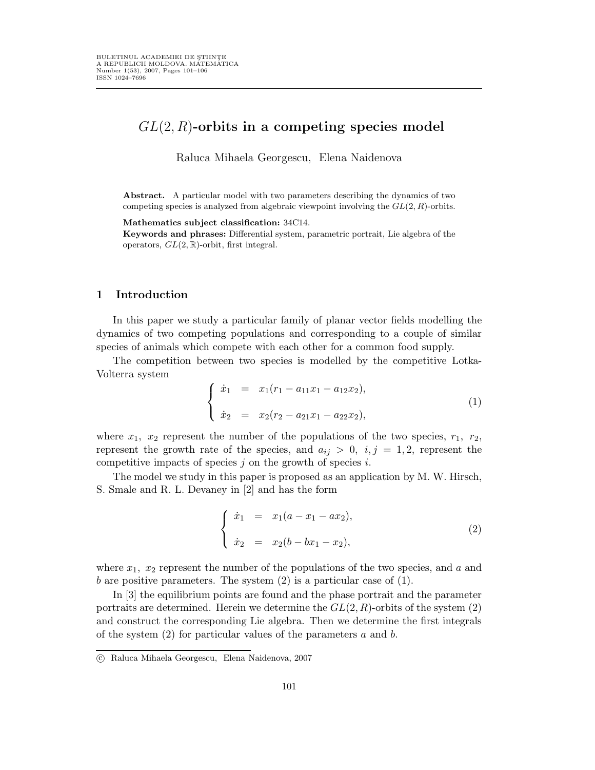# $GL(2, R)$-orbits in a competing species model

Raluca Mihaela Georgescu, Elena Naidenova

**Abstract.** A particular model with two parameters describing the dynamics of two competing species is analyzed from algebraic viewpoint involving the $GL(2, R)$-orbits.

**Mathematics subject classification:** 34C14.

**Keywords and phrases:** Differential system, parametric portrait, Lie algebra of the operators, $GL(2, \mathbb{R})$-orbit, first integral.

## 1 Introduction

In this paper we study a particular family of planar vector fields modelling the dynamics of two competing populations and corresponding to a couple of similar species of animals which compete with each other for a common food supply.

The competition between two species is modelled by the competitive Lotka-Volterra system

$$\begin{cases} \dot{x}_1 &= x_1(r_1 - a_{11}x_1 - a_{12}x_2), \\ \\ \dot{x}_2 &= x_2(r_2 - a_{21}x_1 - a_{22}x_2), \end{cases} \tag{1}$$

where $x_1$, $x_2$ represent the number of the populations of the two species, $r_1$, $r_2$, represent the growth rate of the species, and $a_{ij} > 0$, $i, j = 1, 2$, represent the competitive impacts of species $j$ on the growth of species $i$.

The model we study in this paper is proposed as an application by M. W. Hirsch, S. Smale and R. L. Devaney in [2] and has the form

$$\begin{cases} \dot{x}_1 &= x_1(a - x_1 - ax_2), \\ \\ \dot{x}_2 &= x_2(b - bx_1 - x_2), \end{cases} \tag{2}$$

where $x_1$, $x_2$ represent the number of the populations of the two species, and $a$ and $b$ are positive parameters. The system (2) is a particular case of (1).

In [3] the equilibrium points are found and the phase portrait and the parameter portraits are determined. Herein we determine the $GL(2, R)$-orbits of the system (2) and construct the corresponding Lie algebra. Then we determine the first integrals of the system (2) for particular values of the parameters $a$ and $b$.

© Raluca Mihaela Georgescu, Elena Naidenova, 2007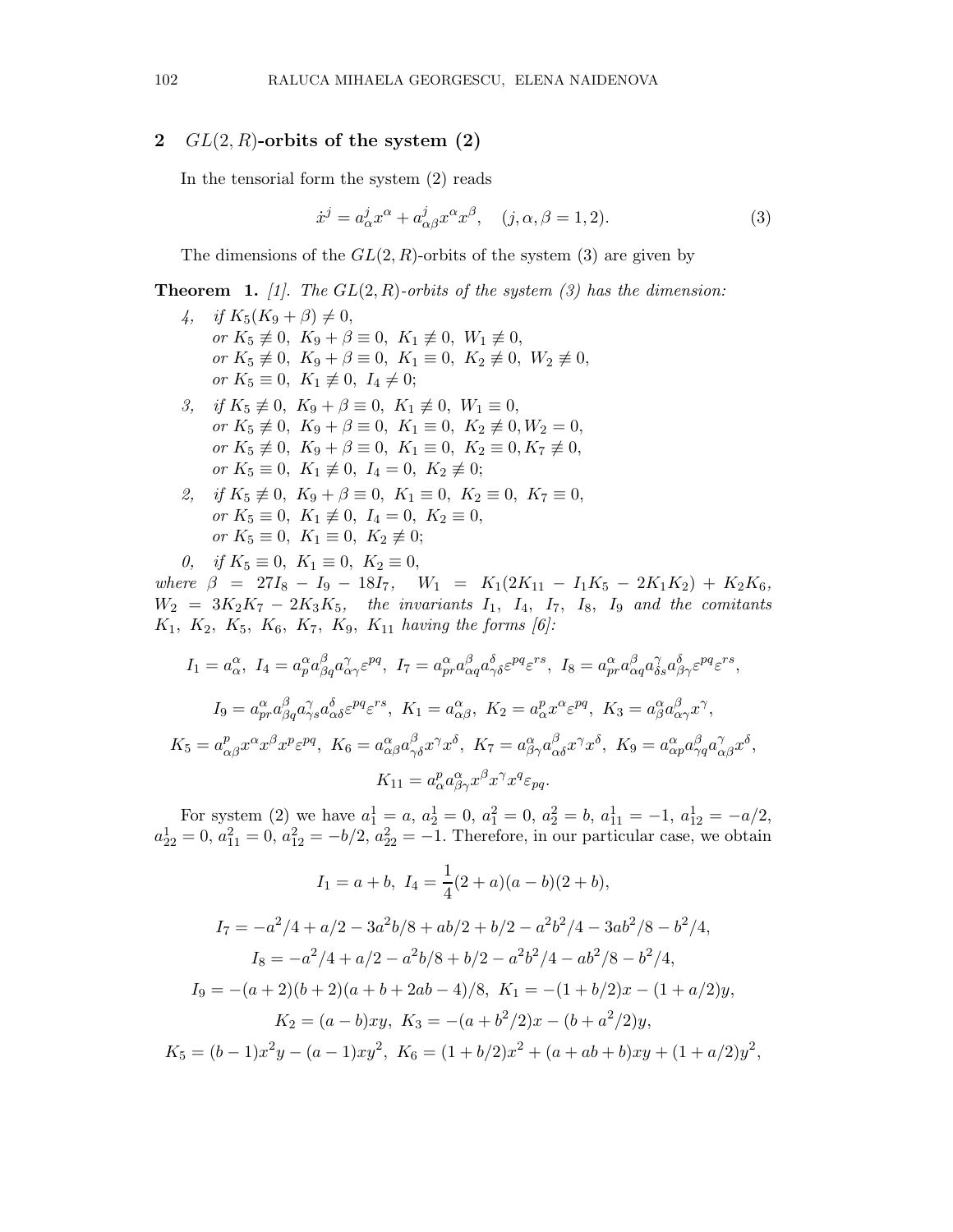## 2 $GL(2,R)$-orbits of the system (2)

In the tensorial form the system (2) reads

$$\dot{x}^j = a^j_\alpha x^\alpha + a^j_{\alpha\beta} x^\alpha x^\beta, \quad (j, \alpha, \beta = 1, 2). \tag{3}$$

The dimensions of the $GL(2,R)$-orbits of the system (3) are given by

**Theorem 1.** *[1]. The $GL(2,R)$-orbits of the system (3) has the dimension:*

*4, if $K_5(K_9 + \beta) \neq 0$,*
*or $K_5 \not\equiv 0$, $K_9 + \beta \equiv 0$, $K_1 \not\equiv 0$, $W_1 \not\equiv 0$,*
*or $K_5 \not\equiv 0$, $K_9 + \beta \equiv 0$, $K_1 \equiv 0$, $K_2 \not\equiv 0$, $W_2 \not\equiv 0$,*
*or $K_5 \equiv 0$, $K_1 \not\equiv 0$, $I_4 \neq 0$;*

*3, if $K_5 \not\equiv 0$, $K_9 + \beta \equiv 0$, $K_1 \not\equiv 0$, $W_1 \equiv 0$,*
*or $K_5 \not\equiv 0$, $K_9 + \beta \equiv 0$, $K_1 \equiv 0$, $K_2 \not\equiv 0, W_2 = 0$,*
*or $K_5 \not\equiv 0$, $K_9 + \beta \equiv 0$, $K_1 \equiv 0$, $K_2 \equiv 0, K_7 \not\equiv 0$,*
*or $K_5 \equiv 0$, $K_1 \not\equiv 0$, $I_4 = 0$, $K_2 \not\equiv 0$;*

*2, if $K_5 \not\equiv 0$, $K_9 + \beta \equiv 0$, $K_1 \equiv 0$, $K_2 \equiv 0$, $K_7 \equiv 0$,*
*or $K_5 \equiv 0$, $K_1 \not\equiv 0$, $I_4 = 0$, $K_2 \equiv 0$,*
*or $K_5 \equiv 0$, $K_1 \equiv 0$, $K_2 \not\equiv 0$;*

*0, if $K_5 \equiv 0$, $K_1 \equiv 0$, $K_2 \equiv 0$,*

*where $\beta = 27I_8 - I_9 - 18I_7$, $W_1 = K_1(2K_{11} - I_1K_5 - 2K_1K_2) + K_2K_6$, $W_2 = 3K_2K_7 - 2K_3K_5$, the invariants $I_1$, $I_4$, $I_7$, $I_8$, $I_9$ and the comitants $K_1$, $K_2$, $K_5$, $K_6$, $K_7$, $K_9$, $K_{11}$ having the forms [6]:*

$$I_1 = a^\alpha_\alpha,\ I_4 = a^\alpha_p a^\beta_{\beta q} a^\gamma_{\alpha\gamma} \varepsilon^{pq},\ I_7 = a^\alpha_{pr} a^\beta_{\alpha q} a^\delta_{\gamma\delta} \varepsilon^{pq} \varepsilon^{rs},\ I_8 = a^\alpha_{pr} a^\beta_{\alpha q} a^\gamma_{\delta s} a^\delta_{\beta\gamma} \varepsilon^{pq} \varepsilon^{rs},$$

$$I_9 = a^\alpha_{pr} a^\beta_{\beta q} a^\gamma_{\gamma s} a^\delta_{\alpha\delta} \varepsilon^{pq} \varepsilon^{rs},\ K_1 = a^\alpha_{\alpha\beta},\ K_2 = a^p_\alpha x^\alpha \varepsilon^{pq},\ K_3 = a^\alpha_\beta a^\beta_{\alpha\gamma} x^\gamma,$$

$$K_5 = a^p_{\alpha\beta} x^\alpha x^\beta x^p \varepsilon^{pq},\ K_6 = a^\alpha_{\alpha\beta} a^\beta_{\gamma\delta} x^\gamma x^\delta,\ K_7 = a^\alpha_{\beta\gamma} a^\beta_{\alpha\delta} x^\gamma x^\delta,\ K_9 = a^\alpha_{\alpha p} a^\beta_{\gamma q} a^\gamma_{\alpha\beta} x^\delta,$$

$$K_{11} = a^p_\alpha a^\alpha_{\beta\gamma} x^\beta x^\gamma x^q \varepsilon_{pq}.$$

For system (2) we have $a^1_1 = a$, $a^1_2 = 0$, $a^2_1 = 0$, $a^2_2 = b$, $a^1_{11} = -1$, $a^1_{12} = -a/2$, $a^1_{22} = 0$, $a^2_{11} = 0$, $a^2_{12} = -b/2$, $a^2_{22} = -1$. Therefore, in our particular case, we obtain

$$I_1 = a + b,\ I_4 = \frac{1}{4}(2 + a)(a - b)(2 + b),$$

$$I_7 = -a^2/4 + a/2 - 3a^2b/8 + ab/2 + b/2 - a^2b^2/4 - 3ab^2/8 - b^2/4,$$

$$I_8 = -a^2/4 + a/2 - a^2b/8 + b/2 - a^2b^2/4 - ab^2/8 - b^2/4,$$

$$I_9 = -(a + 2)(b + 2)(a + b + 2ab - 4)/8,\ K_1 = -(1 + b/2)x - (1 + a/2)y,$$

$$K_2 = (a - b)xy,\ K_3 = -(a + b^2/2)x - (b + a^2/2)y,$$

$$K_5 = (b - 1)x^2y - (a - 1)xy^2,\ K_6 = (1 + b/2)x^2 + (a + ab + b)xy + (1 + a/2)y^2,$$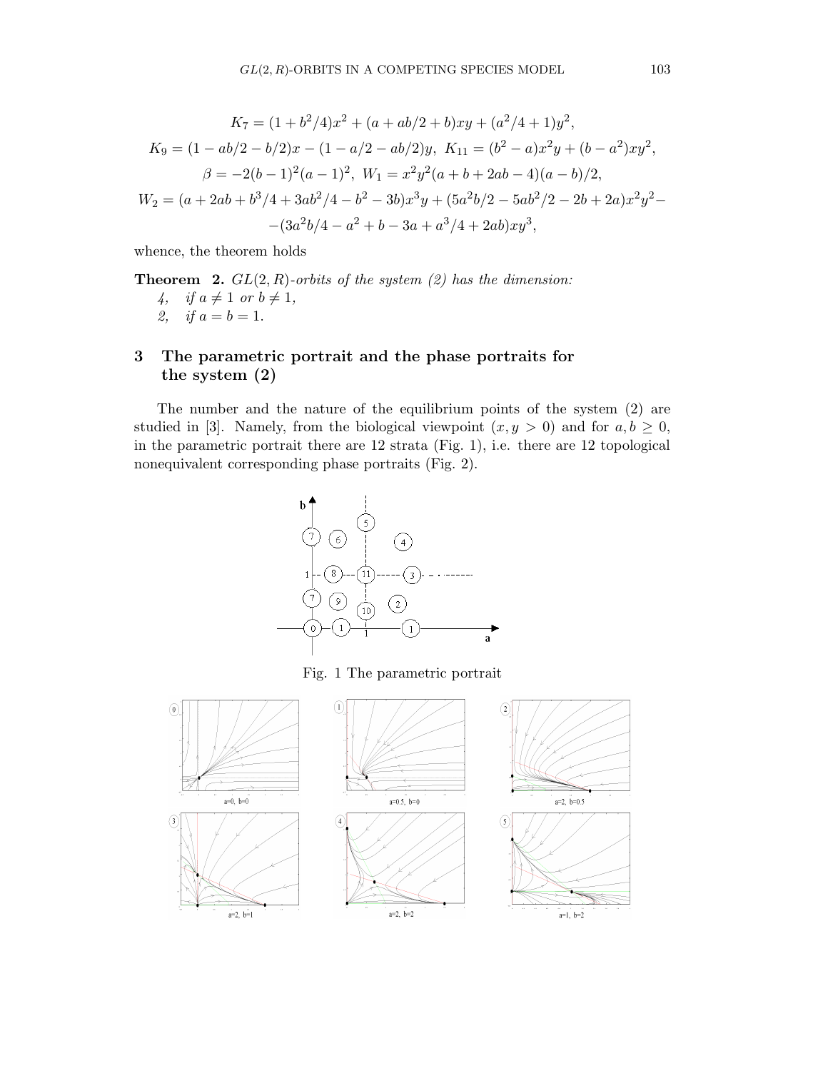$$K_7 = (1 + b^2/4)x^2 + (a + ab/2 + b)xy + (a^2/4 + 1)y^2,$$

$$K_9 = (1 - ab/2 - b/2)x - (1 - a/2 - ab/2)y, \; K_{11} = (b^2 - a)x^2y + (b - a^2)xy^2,$$

$$\beta = -2(b-1)^2(a-1)^2, \; W_1 = x^2y^2(a + b + 2ab - 4)(a - b)/2,$$

$$W_2 = (a + 2ab + b^3/4 + 3ab^2/4 - b^2 - 3b)x^3y + (5a^2b/2 - 5ab^2/2 - 2b + 2a)x^2y^2 -$$
$$-(3a^2b/4 - a^2 + b - 3a + a^3/4 + 2ab)xy^3,$$

whence, the theorem holds

**Theorem 2.** *$GL(2, R)$-orbits of the system (2) has the dimension:*
*4, if $a \neq 1$ or $b \neq 1$,*
*2, if $a = b = 1$.*

## 3 The parametric portrait and the phase portraits for the system (2)

The number and the nature of the equilibrium points of the system (2) are studied in [3]. Namely, from the biological viewpoint ($x, y > 0$) and for $a, b \geq 0$, in the parametric portrait there are 12 strata (Fig. 1), i.e. there are 12 topological nonequivalent corresponding phase portraits (Fig. 2).

Fig. 1 The parametric portrait

a=0, b=0

a=0.5, b=0

a=2, b=0.5

a=2, b=1

a=2, b=2

a=1, b=2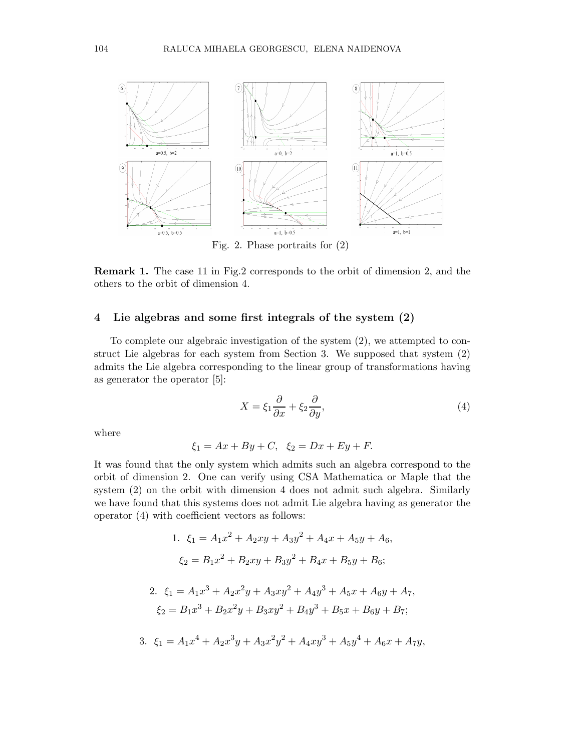Fig. 2. Phase portraits for (2)

**Remark 1.** The case 11 in Fig.2 corresponds to the orbit of dimension 2, and the others to the orbit of dimension 4.

## 4 Lie algebras and some first integrals of the system (2)

To complete our algebraic investigation of the system (2), we attempted to construct Lie algebras for each system from Section 3. We supposed that system (2) admits the Lie algebra corresponding to the linear group of transformations having as generator the operator [5]:

$$X = \xi_1 \frac{\partial}{\partial x} + \xi_2 \frac{\partial}{\partial y}, \tag{4}$$

where

$$\xi_1 = Ax + By + C, \quad \xi_2 = Dx + Ey + F.$$

It was found that the only system which admits such an algebra correspond to the orbit of dimension 2. One can verify using CSA Mathematica or Maple that the system (2) on the orbit with dimension 4 does not admit such algebra. Similarly we have found that this systems does not admit Lie algebra having as generator the operator (4) with coefficient vectors as follows:

1. $$\xi_1 = A_1x^2 + A_2xy + A_3y^2 + A_4x + A_5y + A_6,$$
$$\xi_2 = B_1x^2 + B_2xy + B_3y^2 + B_4x + B_5y + B_6;$$

2. $$\xi_1 = A_1x^3 + A_2x^2y + A_3xy^2 + A_4y^3 + A_5x + A_6y + A_7,$$
$$\xi_2 = B_1x^3 + B_2x^2y + B_3xy^2 + B_4y^3 + B_5x + B_6y + B_7;$$

3. $$\xi_1 = A_1x^4 + A_2x^3y + A_3x^2y^2 + A_4xy^3 + A_5y^4 + A_6x + A_7y,$$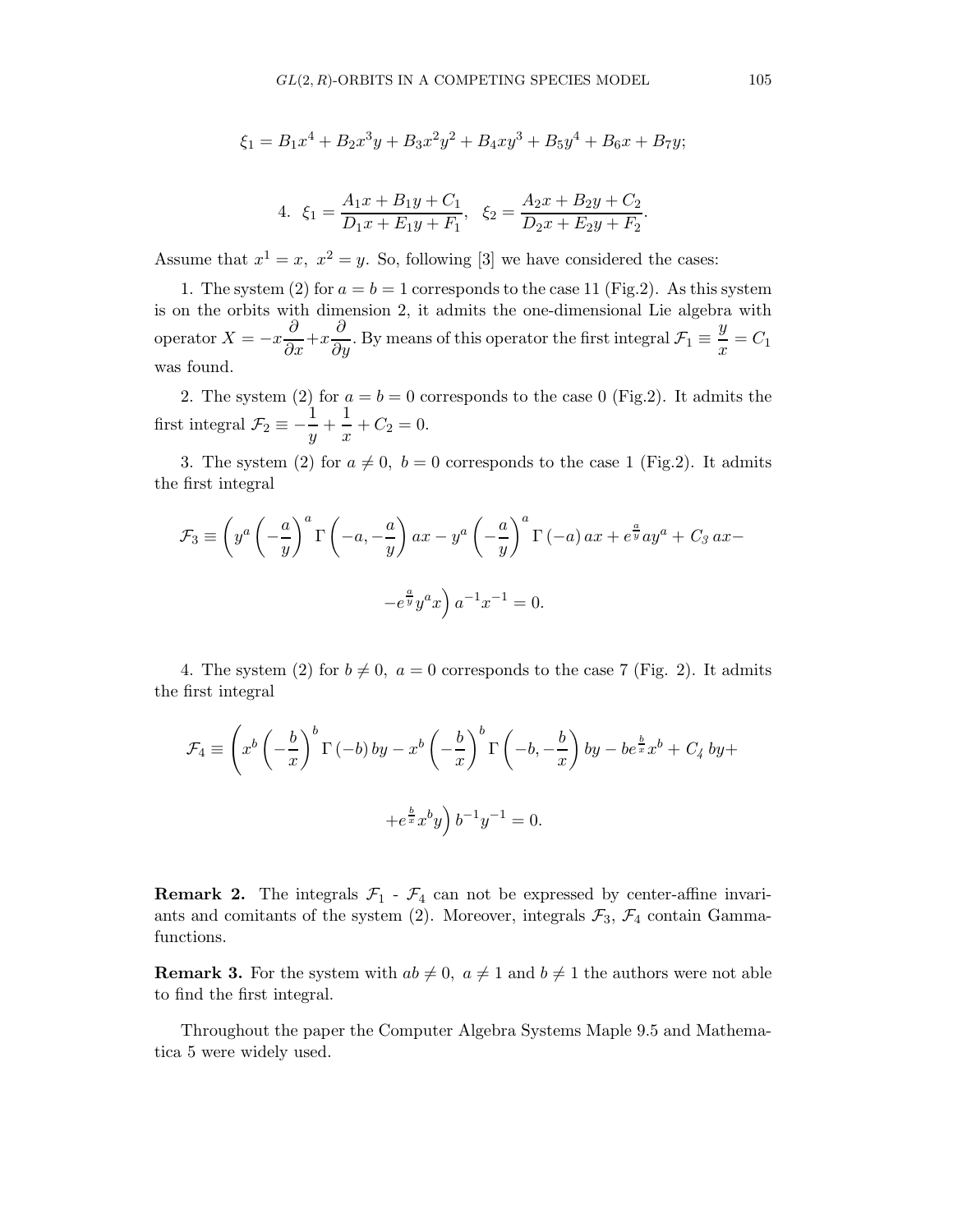$$\xi_1 = B_1 x^4 + B_2 x^3 y + B_3 x^2 y^2 + B_4 x y^3 + B_5 y^4 + B_6 x + B_7 y;$$

$$4.\ \ \xi_1 = \frac{A_1 x + B_1 y + C_1}{D_1 x + E_1 y + F_1}, \quad \xi_2 = \frac{A_2 x + B_2 y + C_2}{D_2 x + E_2 y + F_2}.$$

Assume that $x^1 = x,\ x^2 = y$. So, following [3] we have considered the cases:

1. The system (2) for $a = b = 1$ corresponds to the case 11 (Fig.2). As this system is on the orbits with dimension 2, it admits the one-dimensional Lie algebra with operator $X = -x\dfrac{\partial}{\partial x} + x\dfrac{\partial}{\partial y}$. By means of this operator the first integral $\mathcal{F}_1 \equiv \dfrac{y}{x} = C_1$ was found.

2. The system (2) for $a = b = 0$ corresponds to the case 0 (Fig.2). It admits the first integral $\mathcal{F}_2 \equiv -\dfrac{1}{y} + \dfrac{1}{x} + C_2 = 0$.

3. The system (2) for $a \neq 0,\ b = 0$ corresponds to the case 1 (Fig.2). It admits the first integral

$$\mathcal{F}_3 \equiv \left( y^a \left(-\frac{a}{y}\right)^a \Gamma\left(-a, -\frac{a}{y}\right) ax - y^a \left(-\frac{a}{y}\right)^a \Gamma\left(-a\right) ax + e^{\frac{a}{y}} a y^a + C_3\, ax - \right.$$

$$\left. - e^{\frac{a}{y}} y^a x \right) a^{-1} x^{-1} = 0.$$

4. The system (2) for $b \neq 0,\ a = 0$ corresponds to the case 7 (Fig. 2). It admits the first integral

$$\mathcal{F}_4 \equiv \left( x^b \left(-\frac{b}{x}\right)^b \Gamma\left(-b\right) by - x^b \left(-\frac{b}{x}\right)^b \Gamma\left(-b, -\frac{b}{x}\right) by - b e^{\frac{b}{x}} x^b + C_4\, by + \right.$$

$$\left. + e^{\frac{b}{x}} x^b y \right) b^{-1} y^{-1} = 0.$$

**Remark 2.** The integrals $\mathcal{F}_1$ - $\mathcal{F}_4$ can not be expressed by center-affine invariants and comitants of the system (2). Moreover, integrals $\mathcal{F}_3$, $\mathcal{F}_4$ contain Gamma-functions.

**Remark 3.** For the system with $ab \neq 0,\ a \neq 1$ and $b \neq 1$ the authors were not able to find the first integral.

Throughout the paper the Computer Algebra Systems Maple 9.5 and Mathematica 5 were widely used.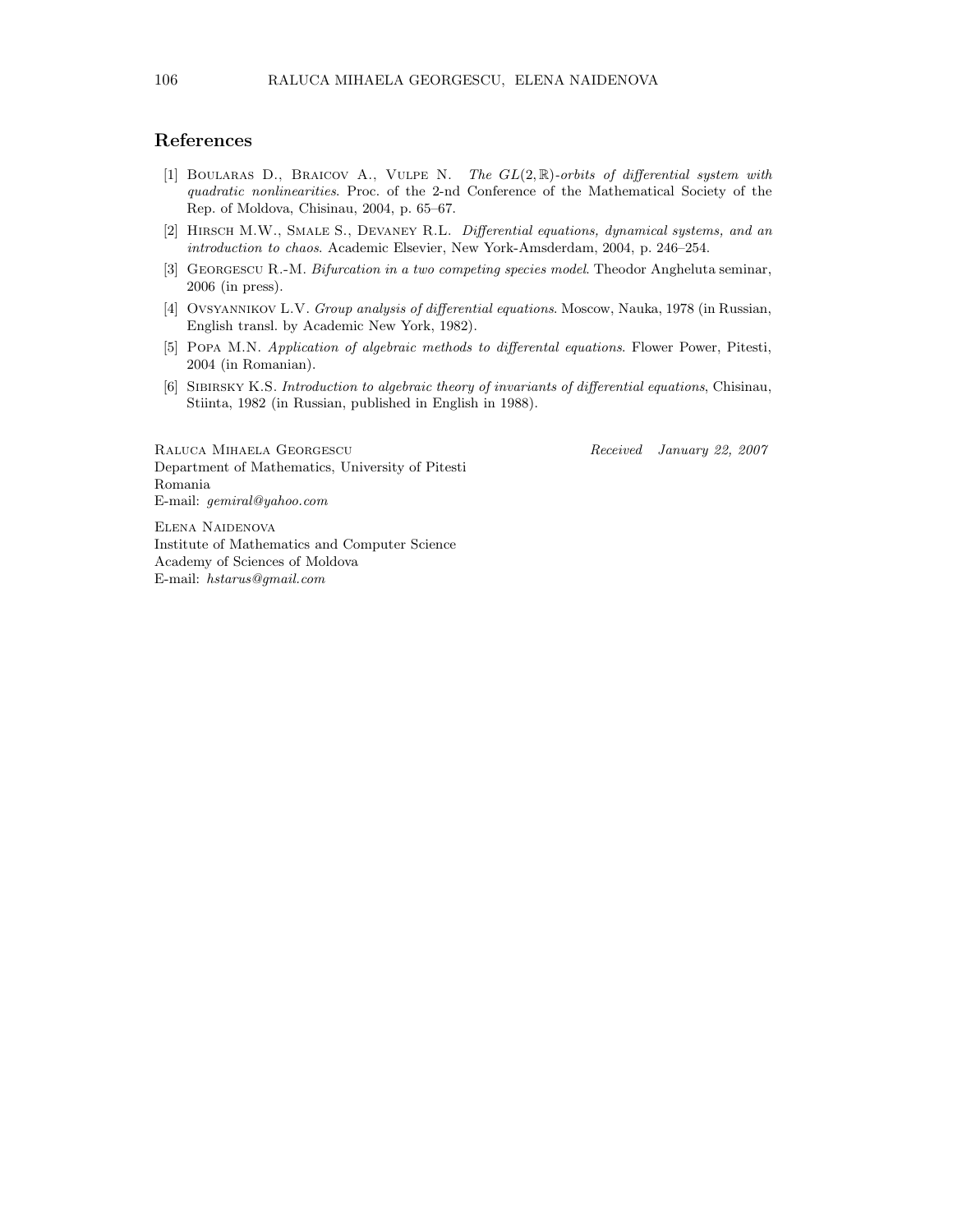## References

[1] Boularas D., Braicov A., Vulpe N. *The $GL(2,\mathbb{R})$-orbits of differential system with quadratic nonlinearities*. Proc. of the 2-nd Conference of the Mathematical Society of the Rep. of Moldova, Chisinau, 2004, p. 65–67.

[2] Hirsch M.W., Smale S., Devaney R.L. *Differential equations, dynamical systems, and an introduction to chaos*. Academic Elsevier, New York-Amsderdam, 2004, p. 246–254.

[3] Georgescu R.-M. *Bifurcation in a two competing species model*. Theodor Angheluta seminar, 2006 (in press).

[4] Ovsyannikov L.V. *Group analysis of differential equations*. Moscow, Nauka, 1978 (in Russian, English transl. by Academic New York, 1982).

[5] Popa M.N. *Application of algebraic methods to differental equations*. Flower Power, Pitesti, 2004 (in Romanian).

[6] Sibirsky K.S. *Introduction to algebraic theory of invariants of differential equations*, Chisinau, Stiinta, 1982 (in Russian, published in English in 1988).

Raluca Mihaela Georgescu
Department of Mathematics, University of Pitesti
Romania
E-mail: *gemiral@yahoo.com*

*Received January 22, 2007*

Elena Naidenova
Institute of Mathematics and Computer Science
Academy of Sciences of Moldova
E-mail: *hstarus@gmail.com*